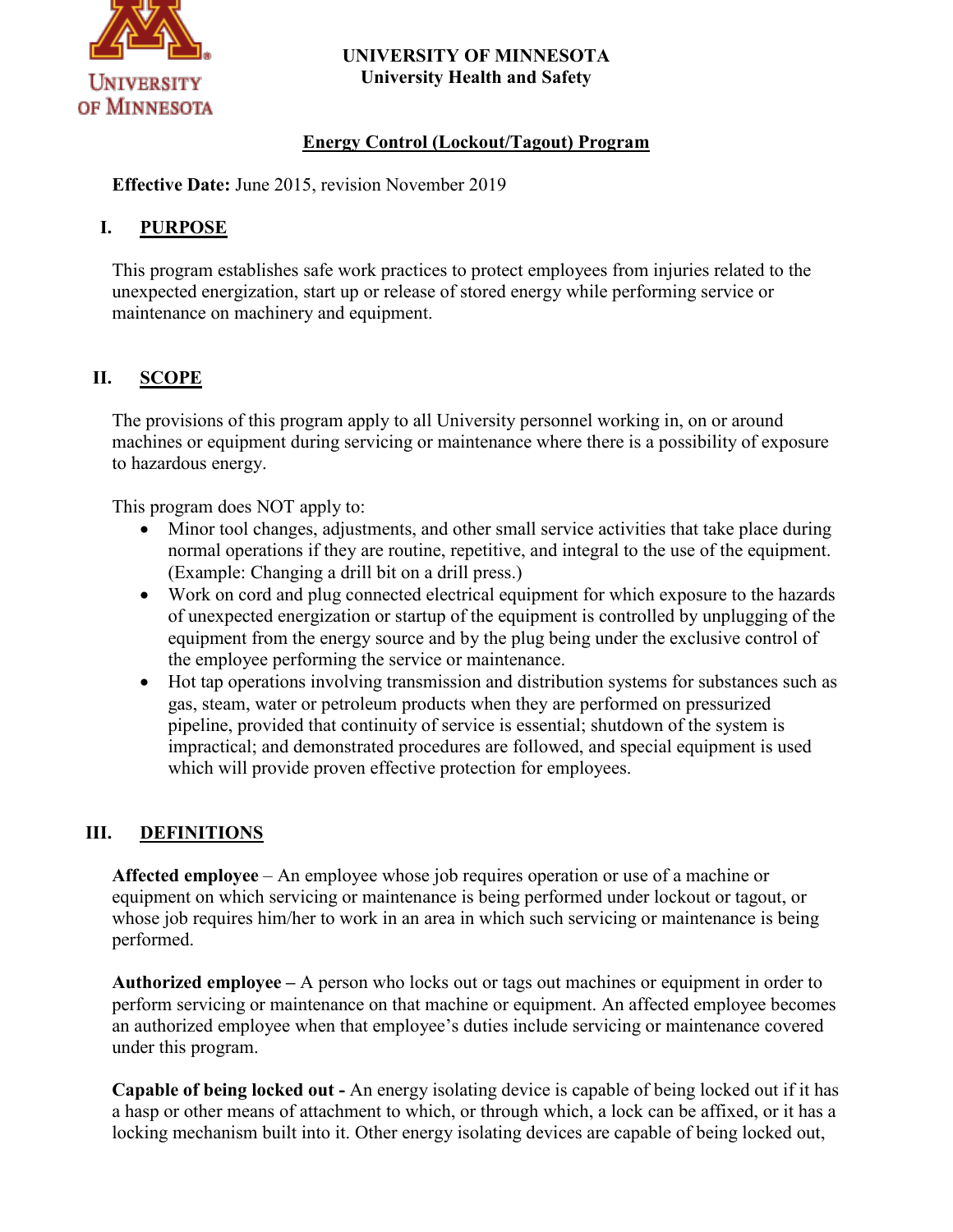**UNIVERSITY OF MINNESOTA**
**University Health and Safety**

# Energy Control (Lockout/Tagout) Program

**Effective Date:** June 2015, revision November 2019

## I. PURPOSE

This program establishes safe work practices to protect employees from injuries related to the unexpected energization, start up or release of stored energy while performing service or maintenance on machinery and equipment.

## II. SCOPE

The provisions of this program apply to all University personnel working in, on or around machines or equipment during servicing or maintenance where there is a possibility of exposure to hazardous energy.

This program does NOT apply to:

- Minor tool changes, adjustments, and other small service activities that take place during normal operations if they are routine, repetitive, and integral to the use of the equipment. (Example: Changing a drill bit on a drill press.)
- Work on cord and plug connected electrical equipment for which exposure to the hazards of unexpected energization or startup of the equipment is controlled by unplugging of the equipment from the energy source and by the plug being under the exclusive control of the employee performing the service or maintenance.
- Hot tap operations involving transmission and distribution systems for substances such as gas, steam, water or petroleum products when they are performed on pressurized pipeline, provided that continuity of service is essential; shutdown of the system is impractical; and demonstrated procedures are followed, and special equipment is used which will provide proven effective protection for employees.

## III. DEFINITIONS

**Affected employee** – An employee whose job requires operation or use of a machine or equipment on which servicing or maintenance is being performed under lockout or tagout, or whose job requires him/her to work in an area in which such servicing or maintenance is being performed.

**Authorized employee –** A person who locks out or tags out machines or equipment in order to perform servicing or maintenance on that machine or equipment. An affected employee becomes an authorized employee when that employee's duties include servicing or maintenance covered under this program.

**Capable of being locked out -** An energy isolating device is capable of being locked out if it has a hasp or other means of attachment to which, or through which, a lock can be affixed, or it has a locking mechanism built into it. Other energy isolating devices are capable of being locked out,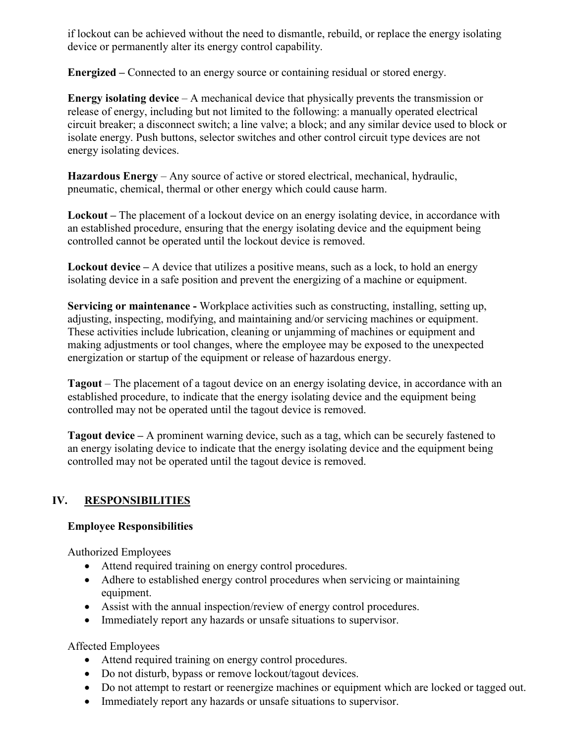if lockout can be achieved without the need to dismantle, rebuild, or replace the energy isolating device or permanently alter its energy control capability.

**Energized –** Connected to an energy source or containing residual or stored energy.

**Energy isolating device** – A mechanical device that physically prevents the transmission or release of energy, including but not limited to the following: a manually operated electrical circuit breaker; a disconnect switch; a line valve; a block; and any similar device used to block or isolate energy. Push buttons, selector switches and other control circuit type devices are not energy isolating devices.

**Hazardous Energy** – Any source of active or stored electrical, mechanical, hydraulic, pneumatic, chemical, thermal or other energy which could cause harm.

**Lockout –** The placement of a lockout device on an energy isolating device, in accordance with an established procedure, ensuring that the energy isolating device and the equipment being controlled cannot be operated until the lockout device is removed.

**Lockout device –** A device that utilizes a positive means, such as a lock, to hold an energy isolating device in a safe position and prevent the energizing of a machine or equipment.

**Servicing or maintenance -** Workplace activities such as constructing, installing, setting up, adjusting, inspecting, modifying, and maintaining and/or servicing machines or equipment. These activities include lubrication, cleaning or unjamming of machines or equipment and making adjustments or tool changes, where the employee may be exposed to the unexpected energization or startup of the equipment or release of hazardous energy.

**Tagout** – The placement of a tagout device on an energy isolating device, in accordance with an established procedure, to indicate that the energy isolating device and the equipment being controlled may not be operated until the tagout device is removed.

**Tagout device –** A prominent warning device, such as a tag, which can be securely fastened to an energy isolating device to indicate that the energy isolating device and the equipment being controlled may not be operated until the tagout device is removed.

## IV. RESPONSIBILITIES

### Employee Responsibilities

Authorized Employees

- Attend required training on energy control procedures.
- Adhere to established energy control procedures when servicing or maintaining equipment.
- Assist with the annual inspection/review of energy control procedures.
- Immediately report any hazards or unsafe situations to supervisor.

Affected Employees

- Attend required training on energy control procedures.
- Do not disturb, bypass or remove lockout/tagout devices.
- Do not attempt to restart or reenergize machines or equipment which are locked or tagged out.
- Immediately report any hazards or unsafe situations to supervisor.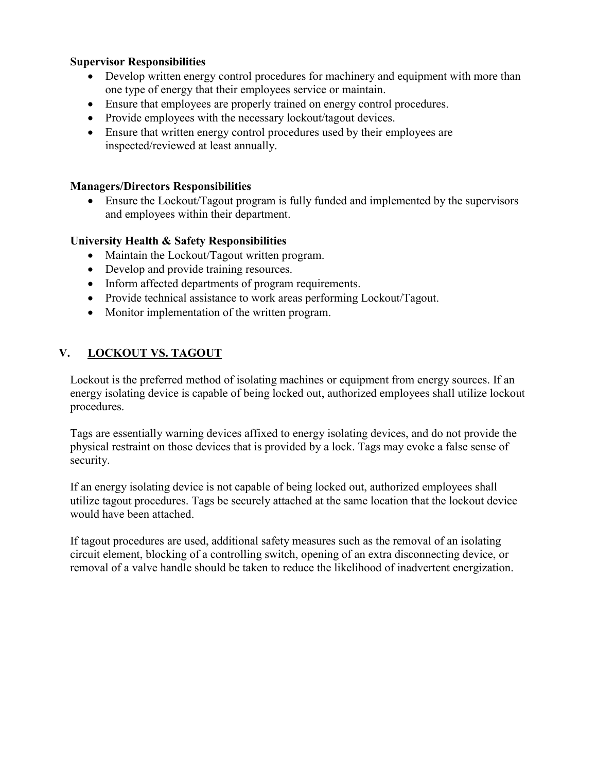**Supervisor Responsibilities**

- Develop written energy control procedures for machinery and equipment with more than one type of energy that their employees service or maintain.
- Ensure that employees are properly trained on energy control procedures.
- Provide employees with the necessary lockout/tagout devices.
- Ensure that written energy control procedures used by their employees are inspected/reviewed at least annually.

**Managers/Directors Responsibilities**

- Ensure the Lockout/Tagout program is fully funded and implemented by the supervisors and employees within their department.

**University Health & Safety Responsibilities**

- Maintain the Lockout/Tagout written program.
- Develop and provide training resources.
- Inform affected departments of program requirements.
- Provide technical assistance to work areas performing Lockout/Tagout.
- Monitor implementation of the written program.

## V. LOCKOUT VS. TAGOUT

Lockout is the preferred method of isolating machines or equipment from energy sources. If an energy isolating device is capable of being locked out, authorized employees shall utilize lockout procedures.

Tags are essentially warning devices affixed to energy isolating devices, and do not provide the physical restraint on those devices that is provided by a lock. Tags may evoke a false sense of security.

If an energy isolating device is not capable of being locked out, authorized employees shall utilize tagout procedures. Tags be securely attached at the same location that the lockout device would have been attached.

If tagout procedures are used, additional safety measures such as the removal of an isolating circuit element, blocking of a controlling switch, opening of an extra disconnecting device, or removal of a valve handle should be taken to reduce the likelihood of inadvertent energization.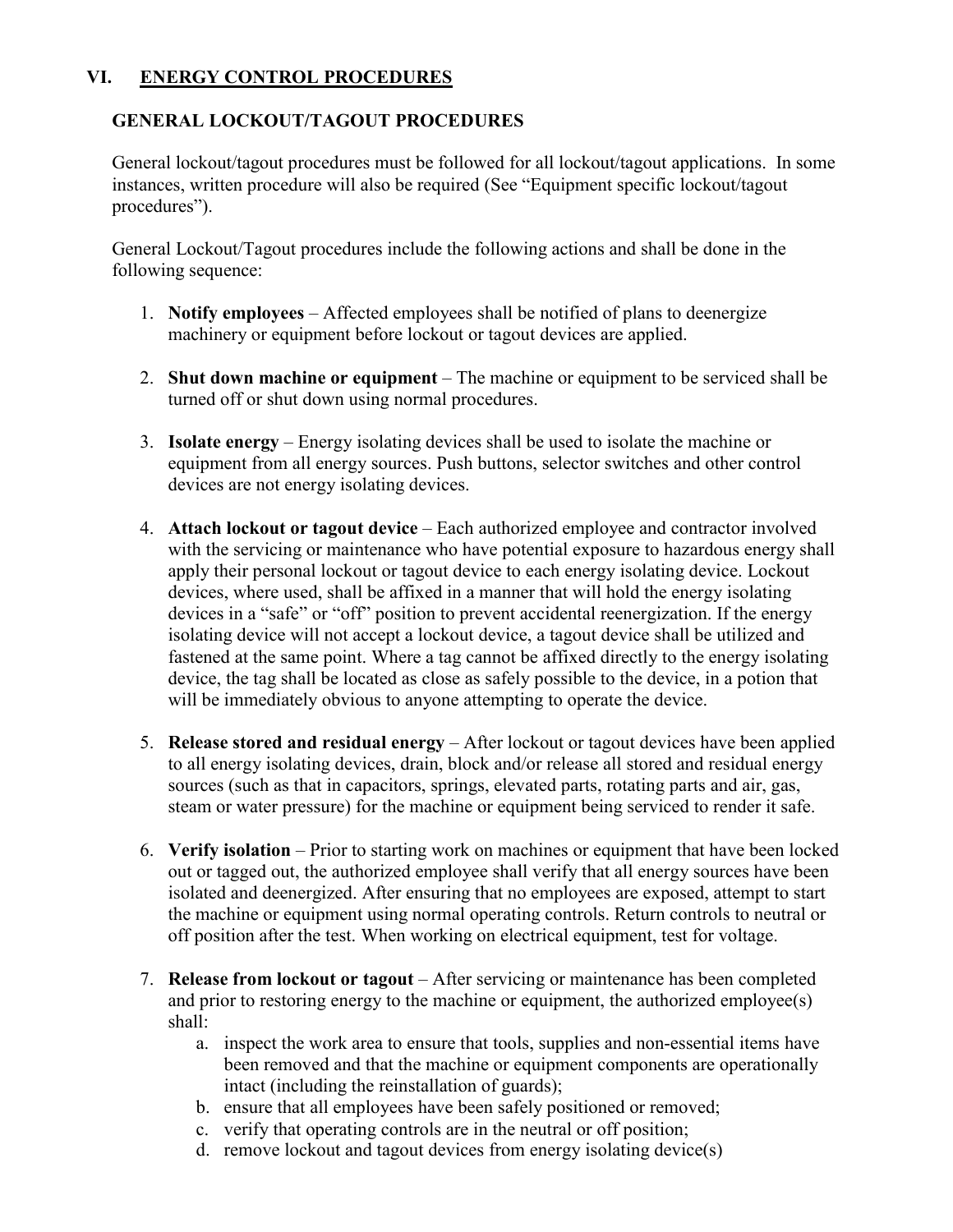## VI. ENERGY CONTROL PROCEDURES

### GENERAL LOCKOUT/TAGOUT PROCEDURES

General lockout/tagout procedures must be followed for all lockout/tagout applications. In some instances, written procedure will also be required (See "Equipment specific lockout/tagout procedures").

General Lockout/Tagout procedures include the following actions and shall be done in the following sequence:

1. **Notify employees** – Affected employees shall be notified of plans to deenergize machinery or equipment before lockout or tagout devices are applied.

2. **Shut down machine or equipment** – The machine or equipment to be serviced shall be turned off or shut down using normal procedures.

3. **Isolate energy** – Energy isolating devices shall be used to isolate the machine or equipment from all energy sources. Push buttons, selector switches and other control devices are not energy isolating devices.

4. **Attach lockout or tagout device** – Each authorized employee and contractor involved with the servicing or maintenance who have potential exposure to hazardous energy shall apply their personal lockout or tagout device to each energy isolating device. Lockout devices, where used, shall be affixed in a manner that will hold the energy isolating devices in a "safe" or "off" position to prevent accidental reenergization. If the energy isolating device will not accept a lockout device, a tagout device shall be utilized and fastened at the same point. Where a tag cannot be affixed directly to the energy isolating device, the tag shall be located as close as safely possible to the device, in a potion that will be immediately obvious to anyone attempting to operate the device.

5. **Release stored and residual energy** – After lockout or tagout devices have been applied to all energy isolating devices, drain, block and/or release all stored and residual energy sources (such as that in capacitors, springs, elevated parts, rotating parts and air, gas, steam or water pressure) for the machine or equipment being serviced to render it safe.

6. **Verify isolation** – Prior to starting work on machines or equipment that have been locked out or tagged out, the authorized employee shall verify that all energy sources have been isolated and deenergized. After ensuring that no employees are exposed, attempt to start the machine or equipment using normal operating controls. Return controls to neutral or off position after the test. When working on electrical equipment, test for voltage.

7. **Release from lockout or tagout** – After servicing or maintenance has been completed and prior to restoring energy to the machine or equipment, the authorized employee(s) shall:
   a. inspect the work area to ensure that tools, supplies and non-essential items have been removed and that the machine or equipment components are operationally intact (including the reinstallation of guards);
   b. ensure that all employees have been safely positioned or removed;
   c. verify that operating controls are in the neutral or off position;
   d. remove lockout and tagout devices from energy isolating device(s)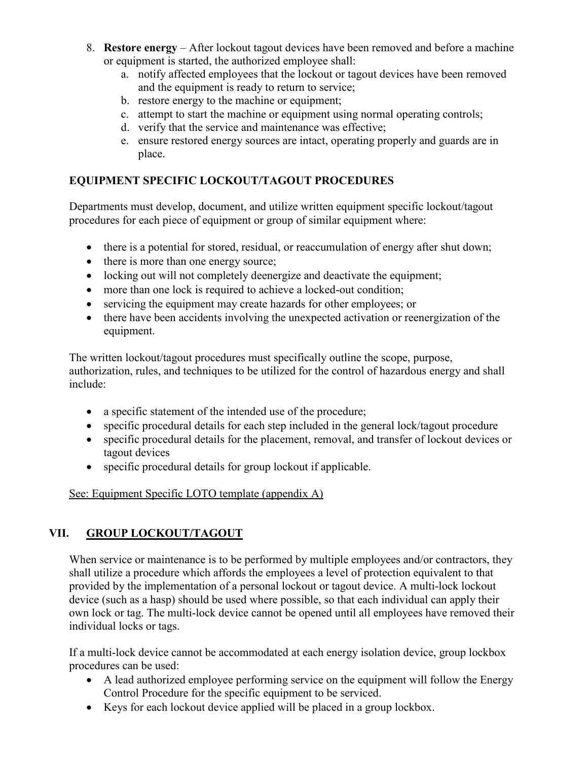8. **Restore energy** – After lockout tagout devices have been removed and before a machine or equipment is started, the authorized employee shall:
   a. notify affected employees that the lockout or tagout devices have been removed and the equipment is ready to return to service;
   b. restore energy to the machine or equipment;
   c. attempt to start the machine or equipment using normal operating controls;
   d. verify that the service and maintenance was effective;
   e. ensure restored energy sources are intact, operating properly and guards are in place.

### EQUIPMENT SPECIFIC LOCKOUT/TAGOUT PROCEDURES

Departments must develop, document, and utilize written equipment specific lockout/tagout procedures for each piece of equipment or group of similar equipment where:

- there is a potential for stored, residual, or reaccumulation of energy after shut down;
- there is more than one energy source;
- locking out will not completely deenergize and deactivate the equipment;
- more than one lock is required to achieve a locked-out condition;
- servicing the equipment may create hazards for other employees; or
- there have been accidents involving the unexpected activation or reenergization of the equipment.

The written lockout/tagout procedures must specifically outline the scope, purpose, authorization, rules, and techniques to be utilized for the control of hazardous energy and shall include:

- a specific statement of the intended use of the procedure;
- specific procedural details for each step included in the general lock/tagout procedure
- specific procedural details for the placement, removal, and transfer of lockout devices or tagout devices
- specific procedural details for group lockout if applicable.

See: Equipment Specific LOTO template (appendix A)

## VII. GROUP LOCKOUT/TAGOUT

When service or maintenance is to be performed by multiple employees and/or contractors, they shall utilize a procedure which affords the employees a level of protection equivalent to that provided by the implementation of a personal lockout or tagout device. A multi-lock lockout device (such as a hasp) should be used where possible, so that each individual can apply their own lock or tag. The multi-lock device cannot be opened until all employees have removed their individual locks or tags.

If a multi-lock device cannot be accommodated at each energy isolation device, group lockbox procedures can be used:

- A lead authorized employee performing service on the equipment will follow the Energy Control Procedure for the specific equipment to be serviced.
- Keys for each lockout device applied will be placed in a group lockbox.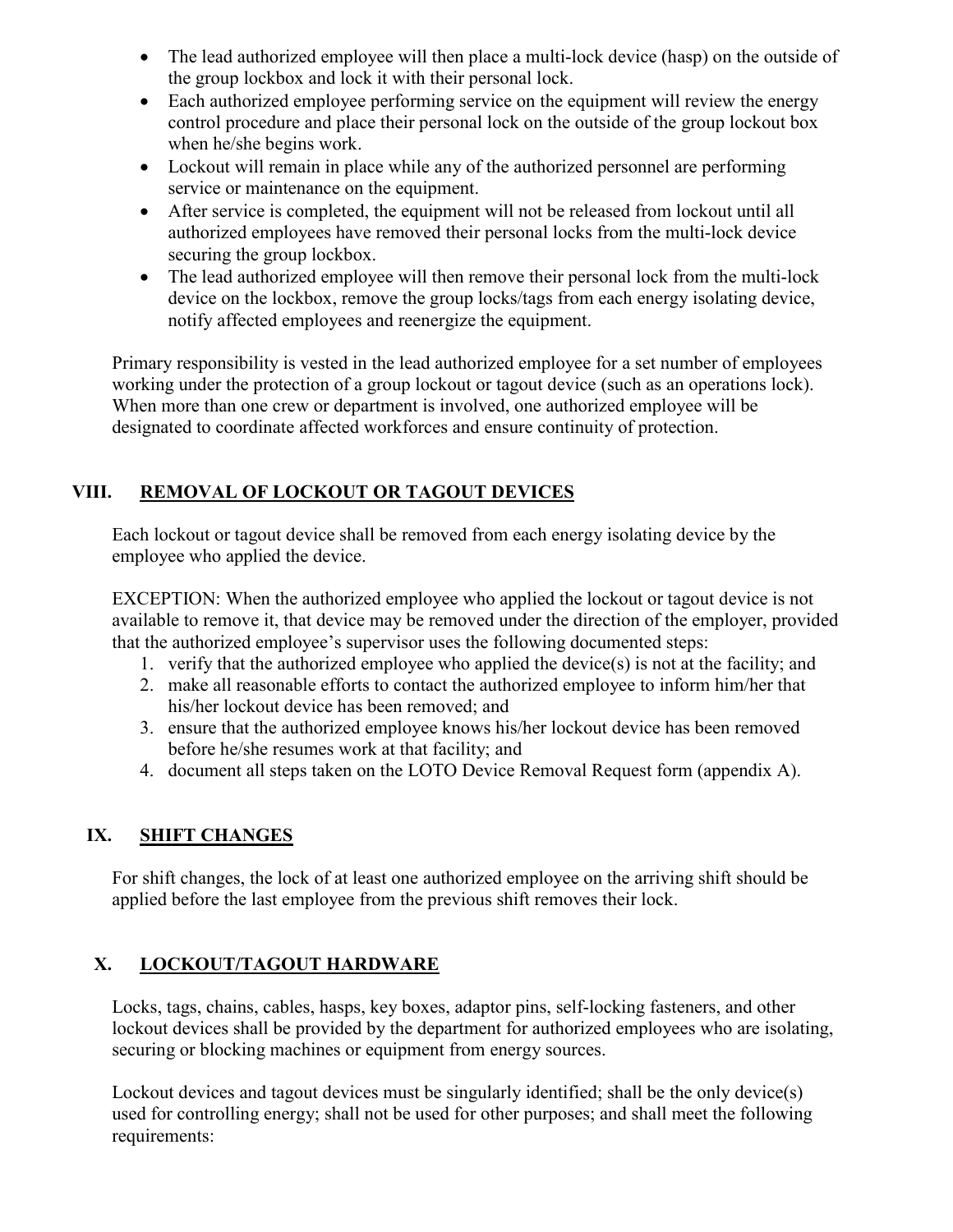- The lead authorized employee will then place a multi-lock device (hasp) on the outside of the group lockbox and lock it with their personal lock.
- Each authorized employee performing service on the equipment will review the energy control procedure and place their personal lock on the outside of the group lockout box when he/she begins work.
- Lockout will remain in place while any of the authorized personnel are performing service or maintenance on the equipment.
- After service is completed, the equipment will not be released from lockout until all authorized employees have removed their personal locks from the multi-lock device securing the group lockbox.
- The lead authorized employee will then remove their personal lock from the multi-lock device on the lockbox, remove the group locks/tags from each energy isolating device, notify affected employees and reenergize the equipment.

Primary responsibility is vested in the lead authorized employee for a set number of employees working under the protection of a group lockout or tagout device (such as an operations lock). When more than one crew or department is involved, one authorized employee will be designated to coordinate affected workforces and ensure continuity of protection.

## VIII. REMOVAL OF LOCKOUT OR TAGOUT DEVICES

Each lockout or tagout device shall be removed from each energy isolating device by the employee who applied the device.

EXCEPTION: When the authorized employee who applied the lockout or tagout device is not available to remove it, that device may be removed under the direction of the employer, provided that the authorized employee's supervisor uses the following documented steps:

1. verify that the authorized employee who applied the device(s) is not at the facility; and
2. make all reasonable efforts to contact the authorized employee to inform him/her that his/her lockout device has been removed; and
3. ensure that the authorized employee knows his/her lockout device has been removed before he/she resumes work at that facility; and
4. document all steps taken on the LOTO Device Removal Request form (appendix A).

## IX. SHIFT CHANGES

For shift changes, the lock of at least one authorized employee on the arriving shift should be applied before the last employee from the previous shift removes their lock.

## X. LOCKOUT/TAGOUT HARDWARE

Locks, tags, chains, cables, hasps, key boxes, adaptor pins, self-locking fasteners, and other lockout devices shall be provided by the department for authorized employees who are isolating, securing or blocking machines or equipment from energy sources.

Lockout devices and tagout devices must be singularly identified; shall be the only device(s) used for controlling energy; shall not be used for other purposes; and shall meet the following requirements: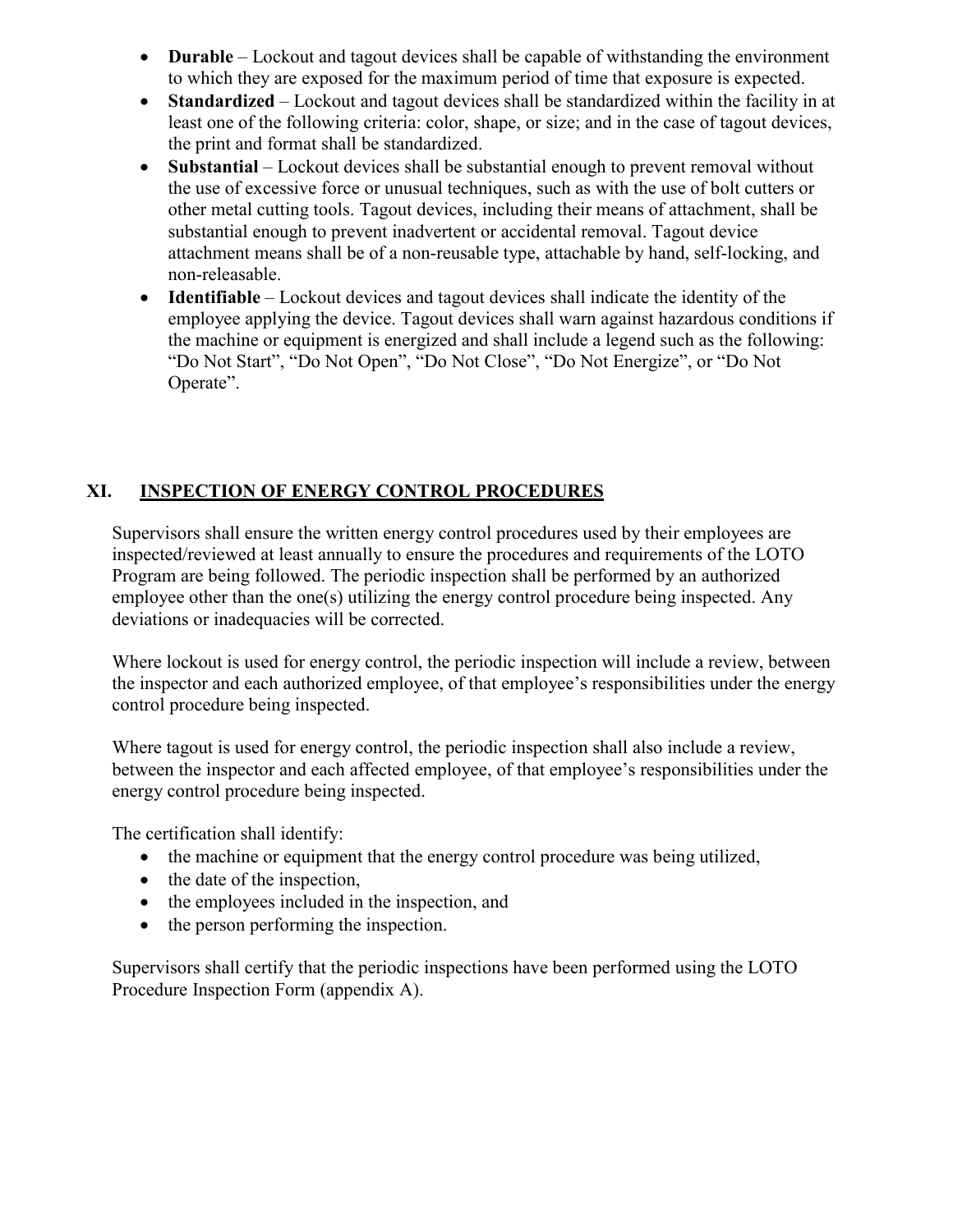- **Durable** – Lockout and tagout devices shall be capable of withstanding the environment to which they are exposed for the maximum period of time that exposure is expected.
- **Standardized** – Lockout and tagout devices shall be standardized within the facility in at least one of the following criteria: color, shape, or size; and in the case of tagout devices, the print and format shall be standardized.
- **Substantial** – Lockout devices shall be substantial enough to prevent removal without the use of excessive force or unusual techniques, such as with the use of bolt cutters or other metal cutting tools. Tagout devices, including their means of attachment, shall be substantial enough to prevent inadvertent or accidental removal. Tagout device attachment means shall be of a non-reusable type, attachable by hand, self-locking, and non-releasable.
- **Identifiable** – Lockout devices and tagout devices shall indicate the identity of the employee applying the device. Tagout devices shall warn against hazardous conditions if the machine or equipment is energized and shall include a legend such as the following: "Do Not Start", "Do Not Open", "Do Not Close", "Do Not Energize", or "Do Not Operate".

## XI. INSPECTION OF ENERGY CONTROL PROCEDURES

Supervisors shall ensure the written energy control procedures used by their employees are inspected/reviewed at least annually to ensure the procedures and requirements of the LOTO Program are being followed. The periodic inspection shall be performed by an authorized employee other than the one(s) utilizing the energy control procedure being inspected. Any deviations or inadequacies will be corrected.

Where lockout is used for energy control, the periodic inspection will include a review, between the inspector and each authorized employee, of that employee's responsibilities under the energy control procedure being inspected.

Where tagout is used for energy control, the periodic inspection shall also include a review, between the inspector and each affected employee, of that employee's responsibilities under the energy control procedure being inspected.

The certification shall identify:

- the machine or equipment that the energy control procedure was being utilized,
- the date of the inspection,
- the employees included in the inspection, and
- the person performing the inspection.

Supervisors shall certify that the periodic inspections have been performed using the LOTO Procedure Inspection Form (appendix A).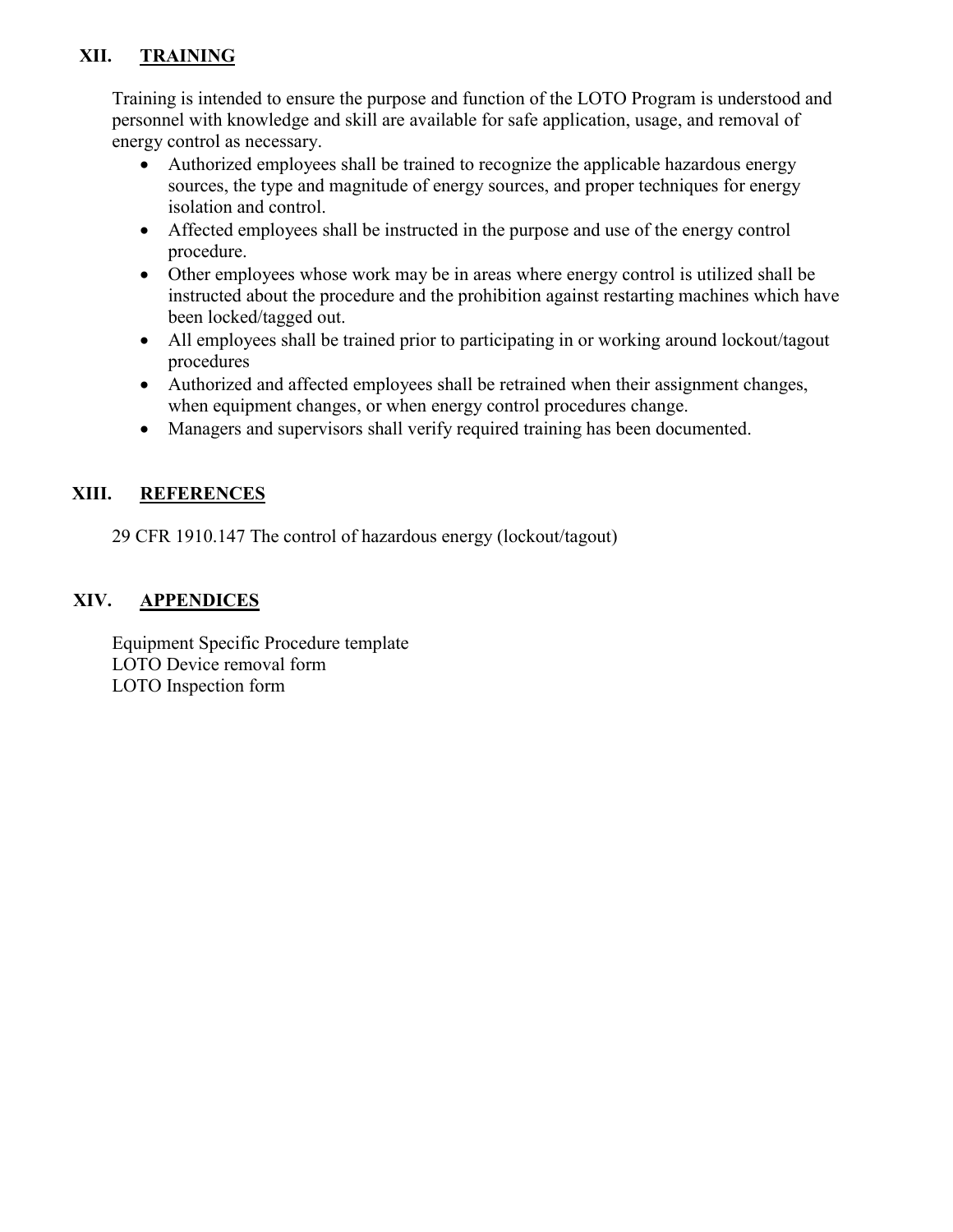## XII. TRAINING

Training is intended to ensure the purpose and function of the LOTO Program is understood and personnel with knowledge and skill are available for safe application, usage, and removal of energy control as necessary.

- Authorized employees shall be trained to recognize the applicable hazardous energy sources, the type and magnitude of energy sources, and proper techniques for energy isolation and control.
- Affected employees shall be instructed in the purpose and use of the energy control procedure.
- Other employees whose work may be in areas where energy control is utilized shall be instructed about the procedure and the prohibition against restarting machines which have been locked/tagged out.
- All employees shall be trained prior to participating in or working around lockout/tagout procedures
- Authorized and affected employees shall be retrained when their assignment changes, when equipment changes, or when energy control procedures change.
- Managers and supervisors shall verify required training has been documented.

## XIII. REFERENCES

29 CFR 1910.147 The control of hazardous energy (lockout/tagout)

## XIV. APPENDICES

Equipment Specific Procedure template
LOTO Device removal form
LOTO Inspection form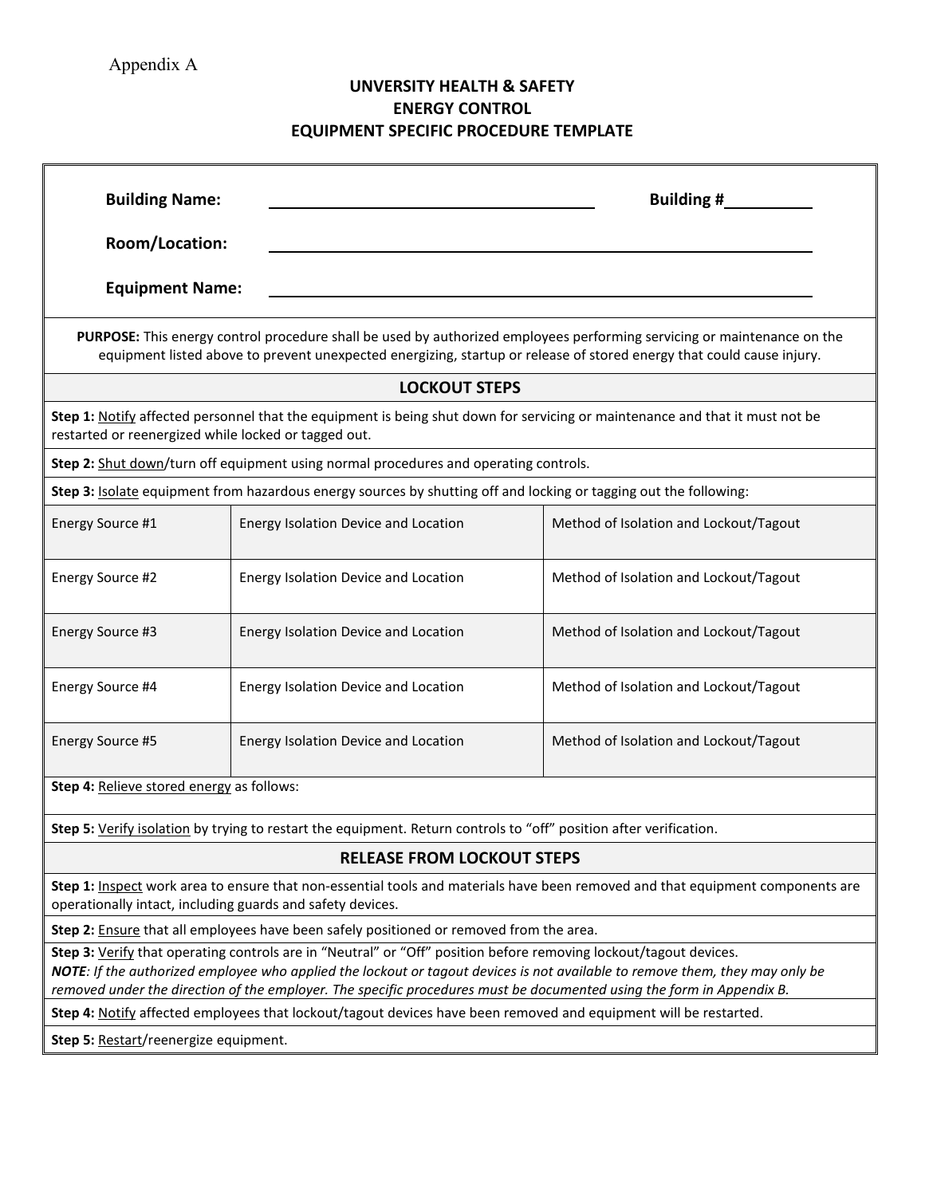Appendix A

## UNVERSITY HEALTH & SAFETY
## ENERGY CONTROL
## EQUIPMENT SPECIFIC PROCEDURE TEMPLATE

**Building Name:** ________________________________ **Building #**__________

**Room/Location:** ________________________________________________

**Equipment Name:** ________________________________________________

**PURPOSE:** This energy control procedure shall be used by authorized employees performing servicing or maintenance on the equipment listed above to prevent unexpected energizing, startup or release of stored energy that could cause injury.

### LOCKOUT STEPS

**Step 1:** Notify affected personnel that the equipment is being shut down for servicing or maintenance and that it must not be restarted or reenergized while locked or tagged out.

**Step 2:** Shut down/turn off equipment using normal procedures and operating controls.

**Step 3:** Isolate equipment from hazardous energy sources by shutting off and locking or tagging out the following:

| | | |
|---|---|---|
| Energy Source #1 | Energy Isolation Device and Location | Method of Isolation and Lockout/Tagout |
| Energy Source #2 | Energy Isolation Device and Location | Method of Isolation and Lockout/Tagout |
| Energy Source #3 | Energy Isolation Device and Location | Method of Isolation and Lockout/Tagout |
| Energy Source #4 | Energy Isolation Device and Location | Method of Isolation and Lockout/Tagout |
| Energy Source #5 | Energy Isolation Device and Location | Method of Isolation and Lockout/Tagout |

**Step 4:** Relieve stored energy as follows:

**Step 5:** Verify isolation by trying to restart the equipment. Return controls to "off" position after verification.

### RELEASE FROM LOCKOUT STEPS

**Step 1:** Inspect work area to ensure that non-essential tools and materials have been removed and that equipment components are operationally intact, including guards and safety devices.

**Step 2:** Ensure that all employees have been safely positioned or removed from the area.

**Step 3:** Verify that operating controls are in "Neutral" or "Off" position before removing lockout/tagout devices.
***NOTE**: If the authorized employee who applied the lockout or tagout devices is not available to remove them, they may only be removed under the direction of the employer. The specific procedures must be documented using the form in Appendix B.*

**Step 4:** Notify affected employees that lockout/tagout devices have been removed and equipment will be restarted.

**Step 5:** Restart/reenergize equipment.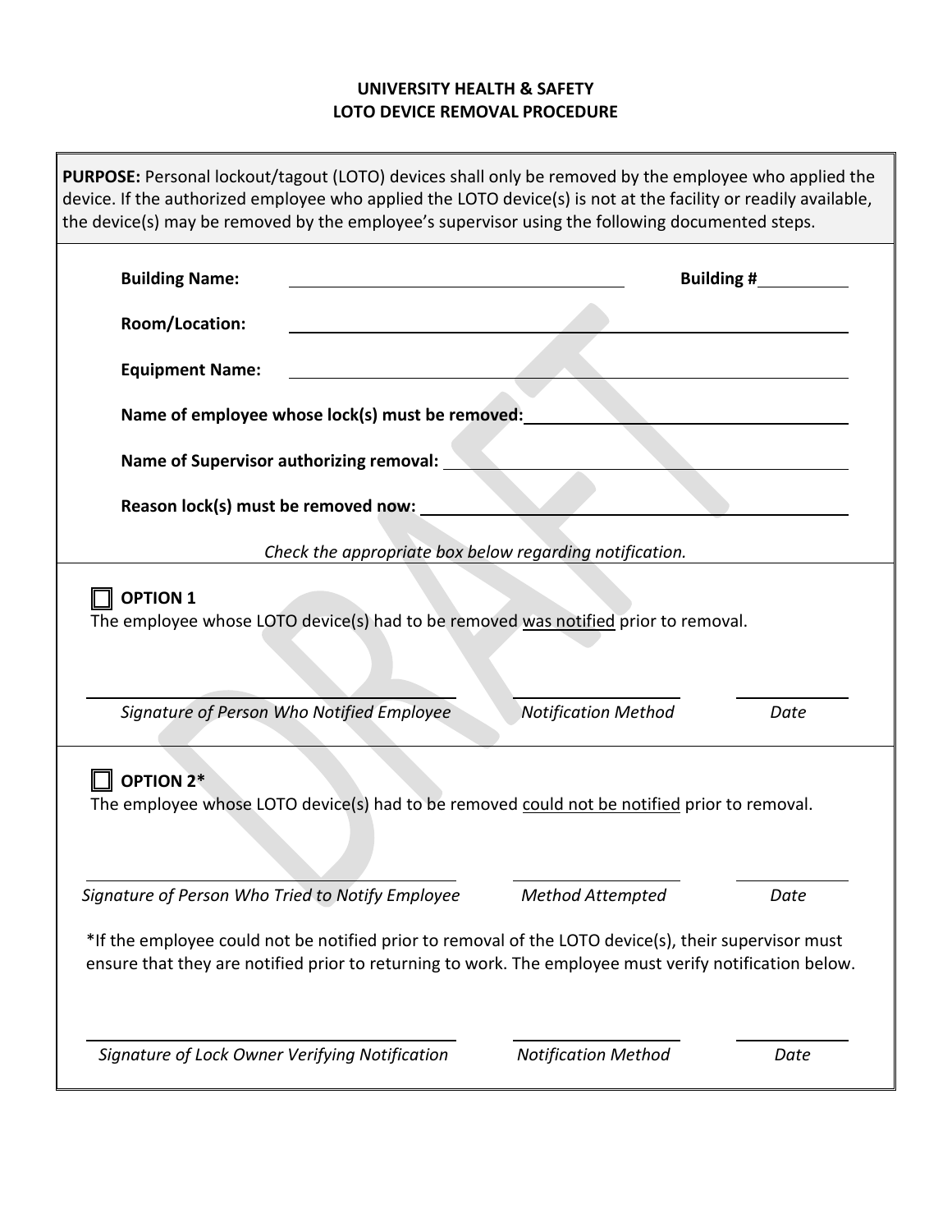**UNIVERSITY HEALTH & SAFETY**
**LOTO DEVICE REMOVAL PROCEDURE**

**PURPOSE:** Personal lockout/tagout (LOTO) devices shall only be removed by the employee who applied the device. If the authorized employee who applied the LOTO device(s) is not at the facility or readily available, the device(s) may be removed by the employee's supervisor using the following documented steps.

**Building Name:** ______________________________ **Building #** __________

**Room/Location:** ______________________________

**Equipment Name:** ______________________________

**Name of employee whose lock(s) must be removed:** ______________________________

**Name of Supervisor authorizing removal:** ______________________________

**Reason lock(s) must be removed now:** ______________________________

*Check the appropriate box below regarding notification.*

☐ **OPTION 1**

The employee whose LOTO device(s) had to be removed <u>was notified</u> prior to removal.

______________________________ ______________________ ____________

*Signature of Person Who Notified Employee* — *Notification Method* — *Date*

☐ **OPTION 2***

The employee whose LOTO device(s) had to be removed <u>could not be notified</u> prior to removal.

______________________________ ______________________ ____________

*Signature of Person Who Tried to Notify Employee* — *Method Attempted* — *Date*

*If the employee could not be notified prior to removal of the LOTO device(s), their supervisor must ensure that they are notified prior to returning to work. The employee must verify notification below.

______________________________ ______________________ ____________

*Signature of Lock Owner Verifying Notification* — *Notification Method* — *Date*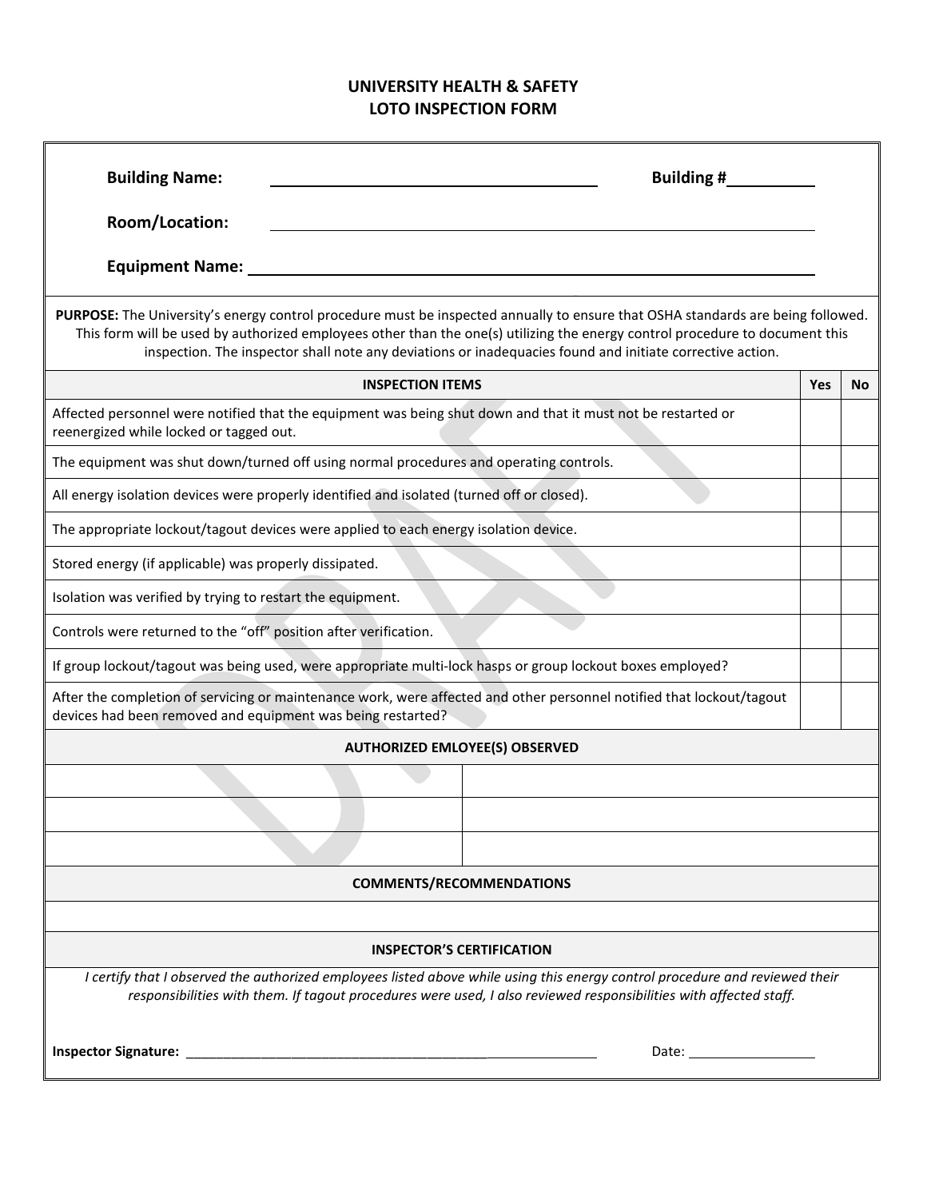# UNIVERSITY HEALTH & SAFETY
## LOTO INSPECTION FORM

**Building Name:** ________________________________ **Building #**__________

**Room/Location:** ________________________________________________

**Equipment Name:** ________________________________________________

**PURPOSE:** The University's energy control procedure must be inspected annually to ensure that OSHA standards are being followed. This form will be used by authorized employees other than the one(s) utilizing the energy control procedure to document this inspection. The inspector shall note any deviations or inadequacies found and initiate corrective action.

| INSPECTION ITEMS | Yes | No |
|---|---|---|
| Affected personnel were notified that the equipment was being shut down and that it must not be restarted or reenergized while locked or tagged out. | | |
| The equipment was shut down/turned off using normal procedures and operating controls. | | |
| All energy isolation devices were properly identified and isolated (turned off or closed). | | |
| The appropriate lockout/tagout devices were applied to each energy isolation device. | | |
| Stored energy (if applicable) was properly dissipated. | | |
| Isolation was verified by trying to restart the equipment. | | |
| Controls were returned to the "off" position after verification. | | |
| If group lockout/tagout was being used, were appropriate multi-lock hasps or group lockout boxes employed? | | |
| After the completion of servicing or maintenance work, were affected and other personnel notified that lockout/tagout devices had been removed and equipment was being restarted? | | |

**AUTHORIZED EMLOYEE(S) OBSERVED**

| | |
|---|---|
| | |
| | |
| | |

**COMMENTS/RECOMMENDATIONS**

**INSPECTOR'S CERTIFICATION**

*I certify that I observed the authorized employees listed above while using this energy control procedure and reviewed their responsibilities with them. If tagout procedures were used, I also reviewed responsibilities with affected staff.*

**Inspector Signature:** ________________________________ Date: ______________